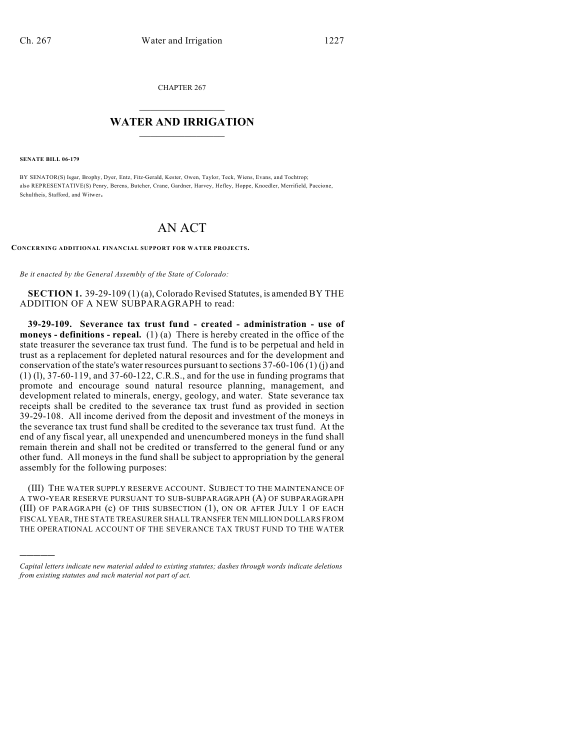CHAPTER 267

# WATER AND IRRIGATION

**SENATE BILL 06-179**

BY SENATOR(S) Isgar, Brophy, Dyer, Entz, Fitz-Gerald, Kester, Owen, Taylor, Teck, Wiens, Evans, and Tochtrop;
also REPRESENTATIVE(S) Penry, Berens, Butcher, Crane, Gardner, Harvey, Hefley, Hoppe, Knoedler, Merrifield, Paccione, Schultheis, Stafford, and Witwer.

# AN ACT

**CONCERNING ADDITIONAL FINANCIAL SUPPORT FOR WATER PROJECTS.**

*Be it enacted by the General Assembly of the State of Colorado:*

**SECTION 1.** 39-29-109 (1) (a), Colorado Revised Statutes, is amended BY THE ADDITION OF A NEW SUBPARAGRAPH to read:

**39-29-109. Severance tax trust fund - created - administration - use of moneys - definitions - repeal.** (1) (a) There is hereby created in the office of the state treasurer the severance tax trust fund. The fund is to be perpetual and held in trust as a replacement for depleted natural resources and for the development and conservation of the state's water resources pursuant to sections 37-60-106 (1) (j) and (1) (l), 37-60-119, and 37-60-122, C.R.S., and for the use in funding programs that promote and encourage sound natural resource planning, management, and development related to minerals, energy, geology, and water. State severance tax receipts shall be credited to the severance tax trust fund as provided in section 39-29-108. All income derived from the deposit and investment of the moneys in the severance tax trust fund shall be credited to the severance tax trust fund. At the end of any fiscal year, all unexpended and unencumbered moneys in the fund shall remain therein and shall not be credited or transferred to the general fund or any other fund. All moneys in the fund shall be subject to appropriation by the general assembly for the following purposes:

(III) THE WATER SUPPLY RESERVE ACCOUNT. SUBJECT TO THE MAINTENANCE OF A TWO-YEAR RESERVE PURSUANT TO SUB-SUBPARAGRAPH (A) OF SUBPARAGRAPH (III) OF PARAGRAPH (c) OF THIS SUBSECTION (1), ON OR AFTER JULY 1 OF EACH FISCAL YEAR, THE STATE TREASURER SHALL TRANSFER TEN MILLION DOLLARS FROM THE OPERATIONAL ACCOUNT OF THE SEVERANCE TAX TRUST FUND TO THE WATER

---

*Capital letters indicate new material added to existing statutes; dashes through words indicate deletions from existing statutes and such material not part of act.*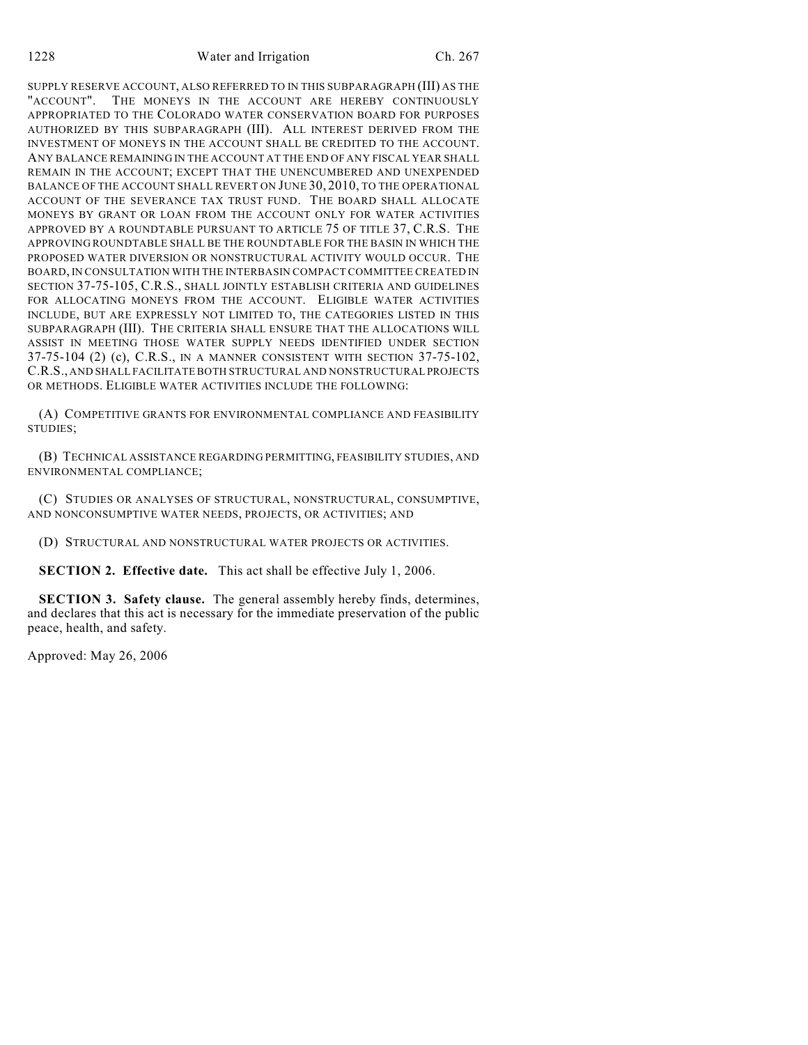SUPPLY RESERVE ACCOUNT, ALSO REFERRED TO IN THIS SUBPARAGRAPH (III) AS THE "ACCOUNT". THE MONEYS IN THE ACCOUNT ARE HEREBY CONTINUOUSLY APPROPRIATED TO THE COLORADO WATER CONSERVATION BOARD FOR PURPOSES AUTHORIZED BY THIS SUBPARAGRAPH (III). ALL INTEREST DERIVED FROM THE INVESTMENT OF MONEYS IN THE ACCOUNT SHALL BE CREDITED TO THE ACCOUNT. ANY BALANCE REMAINING IN THE ACCOUNT AT THE END OF ANY FISCAL YEAR SHALL REMAIN IN THE ACCOUNT; EXCEPT THAT THE UNENCUMBERED AND UNEXPENDED BALANCE OF THE ACCOUNT SHALL REVERT ON JUNE 30, 2010, TO THE OPERATIONAL ACCOUNT OF THE SEVERANCE TAX TRUST FUND. THE BOARD SHALL ALLOCATE MONEYS BY GRANT OR LOAN FROM THE ACCOUNT ONLY FOR WATER ACTIVITIES APPROVED BY A ROUNDTABLE PURSUANT TO ARTICLE 75 OF TITLE 37, C.R.S. THE APPROVING ROUNDTABLE SHALL BE THE ROUNDTABLE FOR THE BASIN IN WHICH THE PROPOSED WATER DIVERSION OR NONSTRUCTURAL ACTIVITY WOULD OCCUR. THE BOARD, IN CONSULTATION WITH THE INTERBASIN COMPACT COMMITTEE CREATED IN SECTION 37-75-105, C.R.S., SHALL JOINTLY ESTABLISH CRITERIA AND GUIDELINES FOR ALLOCATING MONEYS FROM THE ACCOUNT. ELIGIBLE WATER ACTIVITIES INCLUDE, BUT ARE EXPRESSLY NOT LIMITED TO, THE CATEGORIES LISTED IN THIS SUBPARAGRAPH (III). THE CRITERIA SHALL ENSURE THAT THE ALLOCATIONS WILL ASSIST IN MEETING THOSE WATER SUPPLY NEEDS IDENTIFIED UNDER SECTION 37-75-104 (2) (c), C.R.S., IN A MANNER CONSISTENT WITH SECTION 37-75-102, C.R.S., AND SHALL FACILITATE BOTH STRUCTURAL AND NONSTRUCTURAL PROJECTS OR METHODS. ELIGIBLE WATER ACTIVITIES INCLUDE THE FOLLOWING:

(A) COMPETITIVE GRANTS FOR ENVIRONMENTAL COMPLIANCE AND FEASIBILITY STUDIES;

(B) TECHNICAL ASSISTANCE REGARDING PERMITTING, FEASIBILITY STUDIES, AND ENVIRONMENTAL COMPLIANCE;

(C) STUDIES OR ANALYSES OF STRUCTURAL, NONSTRUCTURAL, CONSUMPTIVE, AND NONCONSUMPTIVE WATER NEEDS, PROJECTS, OR ACTIVITIES; AND

(D) STRUCTURAL AND NONSTRUCTURAL WATER PROJECTS OR ACTIVITIES.

**SECTION 2. Effective date.** This act shall be effective July 1, 2006.

**SECTION 3. Safety clause.** The general assembly hereby finds, determines, and declares that this act is necessary for the immediate preservation of the public peace, health, and safety.

Approved: May 26, 2006